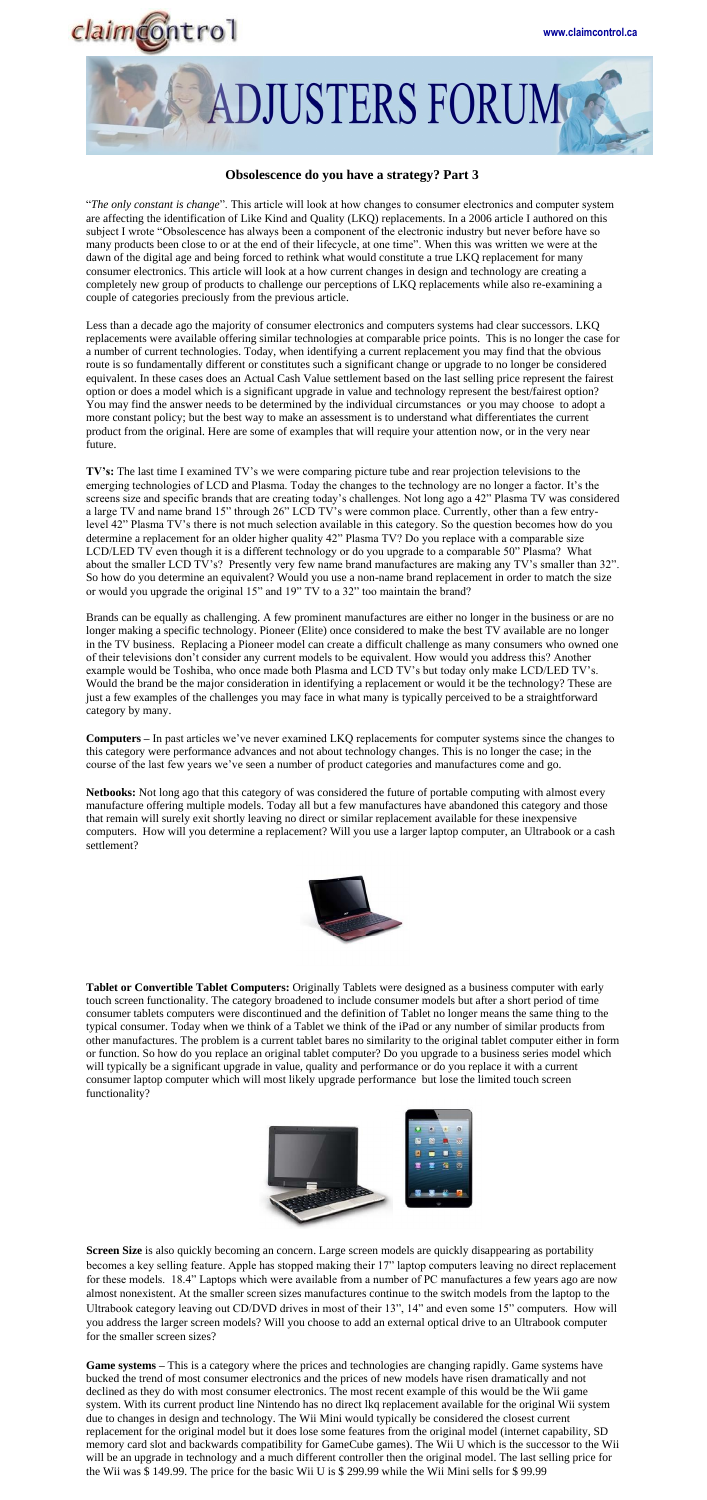# ADJUSTERS FORUM

## Obsolescence do you have a strategy? Part 3

"*The only constant is change*". This article will look at how changes to consumer electronics and computer system are affecting the identification of Like Kind and Quality (LKQ) replacements. In a 2006 article I authored on this subject I wrote "Obsolescence has always been a component of the electronic industry but never before have so many products been close to or at the end of their lifecycle, at one time". When this was written we were at the dawn of the digital age and being forced to rethink what would constitute a true LKQ replacement for many consumer electronics. This article will look at a how current changes in design and technology are creating a completely new group of products to challenge our perceptions of LKQ replacements while also re-examining a couple of categories preciously from the previous article.

Less than a decade ago the majority of consumer electronics and computers systems had clear successors. LKQ replacements were available offering similar technologies at comparable price points. This is no longer the case for a number of current technologies. Today, when identifying a current replacement you may find that the obvious route is so fundamentally different or constitutes such a significant change or upgrade to no longer be considered equivalent. In these cases does an Actual Cash Value settlement based on the last selling price represent the fairest option or does a model which is a significant upgrade in value and technology represent the best/fairest option? You may find the answer needs to be determined by the individual circumstances or you may choose to adopt a more constant policy; but the best way to make an assessment is to understand what differentiates the current product from the original. Here are some of examples that will require your attention now, or in the very near future.

**TV's:** The last time I examined TV's we were comparing picture tube and rear projection televisions to the emerging technologies of LCD and Plasma. Today the changes to the technology are no longer a factor. It's the screens size and specific brands that are creating today's challenges. Not long ago a 42" Plasma TV was considered a large TV and name brand 15" through 26" LCD TV's were common place. Currently, other than a few entry-level 42" Plasma TV's there is not much selection available in this category. So the question becomes how do you determine a replacement for an older higher quality 42" Plasma TV? Do you replace with a comparable size LCD/LED TV even though it is a different technology or do you upgrade to a comparable 50" Plasma? What about the smaller LCD TV's? Presently very few name brand manufacturers are making any TV's smaller than 32". So how do you determine an equivalent? Would you use a non-name brand replacement in order to match the size or would you upgrade the original 15" and 19" TV to a 32" too maintain the brand?

Brands can be equally as challenging. A few prominent manufactures are either no longer in the business or are no longer making a specific technology. Pioneer (Elite) once considered to make the best TV available are no longer in the TV business. Replacing a Pioneer model can create a difficult challenge as many consumers who owned one of their televisions don't consider any current models to be equivalent. How would you address this? Another example would be Toshiba, who once made both Plasma and LCD TV's but today only make LCD/LED TV's. Would the brand be the major consideration in identifying a replacement or would it be the technology? These are just a few examples of the challenges you may face in what many is typically perceived to be a straightforward category by many.

**Computers –** In past articles we've never examined LKQ replacements for computer systems since the changes to this category were performance advances and not about technology changes. This is no longer the case; in the course of the last few years we've seen a number of product categories and manufactures come and go.

**Netbooks:** Not long ago that this category of was considered the future of portable computing with almost every manufacture offering multiple models. Today all but a few manufactures have abandoned this category and those that remain will surely exit shortly leaving no direct or similar replacement available for these inexpensive computers. How will you determine a replacement? Will you use a larger laptop computer, an Ultrabook or a cash settlement?

**Tablet or Convertible Tablet Computers:** Originally Tablets were designed as a business computer with early touch screen functionality. The category broadened to include consumer models but after a short period of time consumer tablets computers were discontinued and the definition of Tablet no longer means the same thing to the typical consumer. Today when we think of a Tablet we think of the iPad or any number of similar products from other manufactures. The problem is a current tablet bares no similarity to the original tablet computer either in form or function. So how do you replace an original tablet computer? Do you upgrade to a business series model which will typically be a significant upgrade in value, quality and performance or do you replace it with a current consumer laptop computer which will most likely upgrade performance but lose the limited touch screen functionality?

**Screen Size** is also quickly becoming an concern. Large screen models are quickly disappearing as portability becomes a key selling feature. Apple has stopped making their 17" laptop computers leaving no direct replacement for these models. 18.4" Laptops which were available from a number of PC manufactures a few years ago are now almost nonexistent. At the smaller screen sizes manufactures continue to the switch models from the laptop to the Ultrabook category leaving out CD/DVD drives in most of their 13", 14" and even some 15" computers. How will you address the larger screen models? Will you choose to add an external optical drive to an Ultrabook computer for the smaller screen sizes?

**Game systems –** This is a category where the prices and technologies are changing rapidly. Game systems have bucked the trend of most consumer electronics and the prices of new models have risen dramatically and not declined as they do with most consumer electronics. The most recent example of this would be the Wii game system. With its current product line Nintendo has no direct lkq replacement available for the original Wii system due to changes in design and technology. The Wii Mini would typically be considered the closest current replacement for the original model but it does lose some features from the original model (internet capability, SD memory card slot and backwards compatibility for GameCube games). The Wii U which is the successor to the Wii will be an upgrade in technology and a much different controller then the original model. The last selling price for the Wii was $ 149.99. The price for the basic Wii U is $ 299.99 while the Wii Mini sells for $ 99.99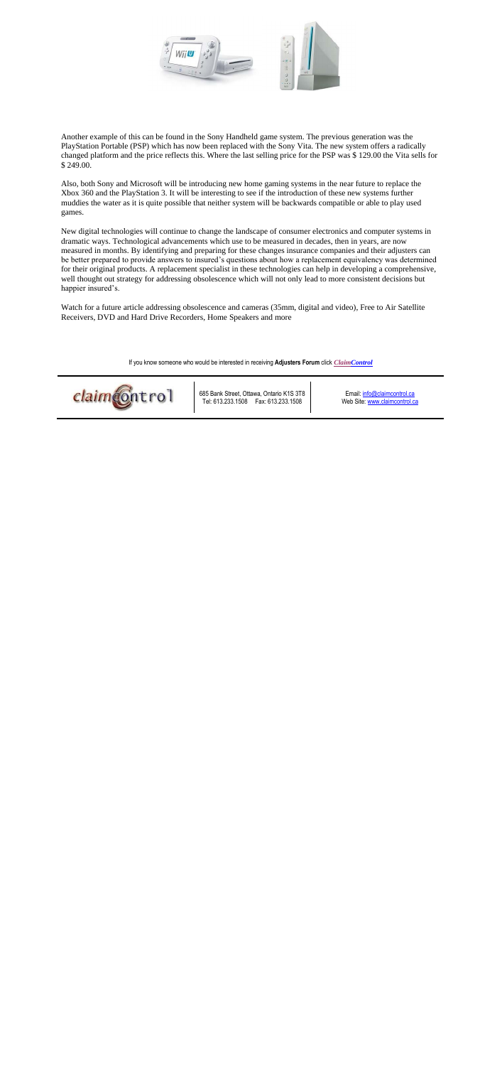Another example of this can be found in the Sony Handheld game system. The previous generation was the PlayStation Portable (PSP) which has now been replaced with the Sony Vita. The new system offers a radically changed platform and the price reflects this. Where the last selling price for the PSP was $ 129.00 the Vita sells for $ 249.00.

Also, both Sony and Microsoft will be introducing new home gaming systems in the near future to replace the Xbox 360 and the PlayStation 3. It will be interesting to see if the introduction of these new systems further muddies the water as it is quite possible that neither system will be backwards compatible or able to play used games.

New digital technologies will continue to change the landscape of consumer electronics and computer systems in dramatic ways. Technological advancements which use to be measured in decades, then in years, are now measured in months. By identifying and preparing for these changes insurance companies and their adjusters can be better prepared to provide answers to insured's questions about how a replacement equivalency was determined for their original products. A replacement specialist in these technologies can help in developing a comprehensive, well thought out strategy for addressing obsolescence which will not only lead to more consistent decisions but happier insured's.

Watch for a future article addressing obsolescence and cameras (35mm, digital and video), Free to Air Satellite Receivers, DVD and Hard Drive Recorders, Home Speakers and more

If you know someone who would be interested in receiving **Adjusters Forum** click ***ClaimControl***

claimcontrol

685 Bank Street, Ottawa, Ontario K1S 3T8
Tel: 613.233.1508 Fax: 613.233.1508

Email: info@claimcontrol.ca
Web Site: www.claimcontrol.ca